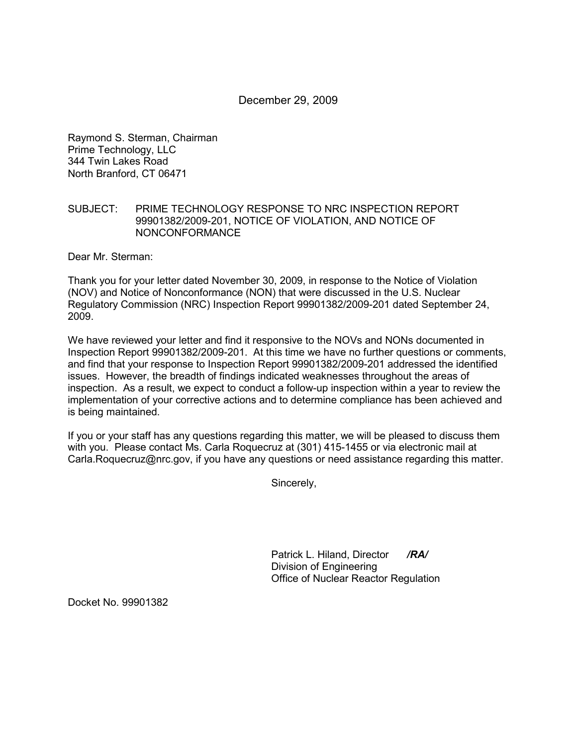December 29, 2009

Raymond S. Sterman, Chairman
Prime Technology, LLC
344 Twin Lakes Road
North Branford, CT 06471

SUBJECT: PRIME TECHNOLOGY RESPONSE TO NRC INSPECTION REPORT 99901382/2009-201, NOTICE OF VIOLATION, AND NOTICE OF NONCONFORMANCE

Dear Mr. Sterman:

Thank you for your letter dated November 30, 2009, in response to the Notice of Violation (NOV) and Notice of Nonconformance (NON) that were discussed in the U.S. Nuclear Regulatory Commission (NRC) Inspection Report 99901382/2009-201 dated September 24, 2009.

We have reviewed your letter and find it responsive to the NOVs and NONs documented in Inspection Report 99901382/2009-201. At this time we have no further questions or comments, and find that your response to Inspection Report 99901382/2009-201 addressed the identified issues. However, the breadth of findings indicated weaknesses throughout the areas of inspection. As a result, we expect to conduct a follow-up inspection within a year to review the implementation of your corrective actions and to determine compliance has been achieved and is being maintained.

If you or your staff has any questions regarding this matter, we will be pleased to discuss them with you. Please contact Ms. Carla Roquecruz at (301) 415-1455 or via electronic mail at Carla.Roquecruz@nrc.gov, if you have any questions or need assistance regarding this matter.

Sincerely,

Patrick L. Hiland, Director ***/RA/***
Division of Engineering
Office of Nuclear Reactor Regulation

Docket No. 99901382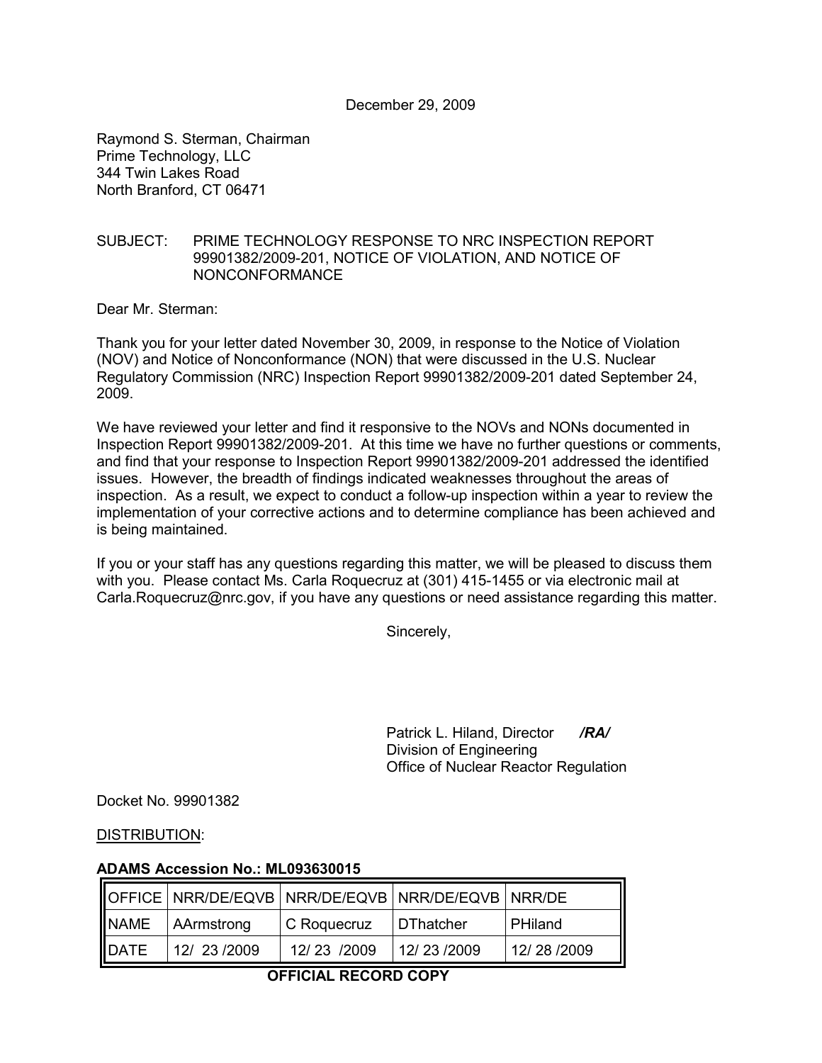December 29, 2009

Raymond S. Sterman, Chairman
Prime Technology, LLC
344 Twin Lakes Road
North Branford, CT 06471

SUBJECT: PRIME TECHNOLOGY RESPONSE TO NRC INSPECTION REPORT 99901382/2009-201, NOTICE OF VIOLATION, AND NOTICE OF NONCONFORMANCE

Dear Mr. Sterman:

Thank you for your letter dated November 30, 2009, in response to the Notice of Violation (NOV) and Notice of Nonconformance (NON) that were discussed in the U.S. Nuclear Regulatory Commission (NRC) Inspection Report 99901382/2009-201 dated September 24, 2009.

We have reviewed your letter and find it responsive to the NOVs and NONs documented in Inspection Report 99901382/2009-201. At this time we have no further questions or comments, and find that your response to Inspection Report 99901382/2009-201 addressed the identified issues. However, the breadth of findings indicated weaknesses throughout the areas of inspection. As a result, we expect to conduct a follow-up inspection within a year to review the implementation of your corrective actions and to determine compliance has been achieved and is being maintained.

If you or your staff has any questions regarding this matter, we will be pleased to discuss them with you. Please contact Ms. Carla Roquecruz at (301) 415-1455 or via electronic mail at Carla.Roquecruz@nrc.gov, if you have any questions or need assistance regarding this matter.

Sincerely,

Patrick L. Hiland, Director ***/RA/***
Division of Engineering
Office of Nuclear Reactor Regulation

Docket No. 99901382

DISTRIBUTION:

**ADAMS Accession No.: ML093630015**

| OFFICE | NRR/DE/EQVB | NRR/DE/EQVB | NRR/DE/EQVB | NRR/DE |
|---|---|---|---|---|
| NAME | AArmstrong | C Roquecruz | DThatcher | PHiland |
| DATE | 12/ 23 /2009 | 12/ 23 /2009 | 12/ 23 /2009 | 12/ 28 /2009 |

**OFFICIAL RECORD COPY**